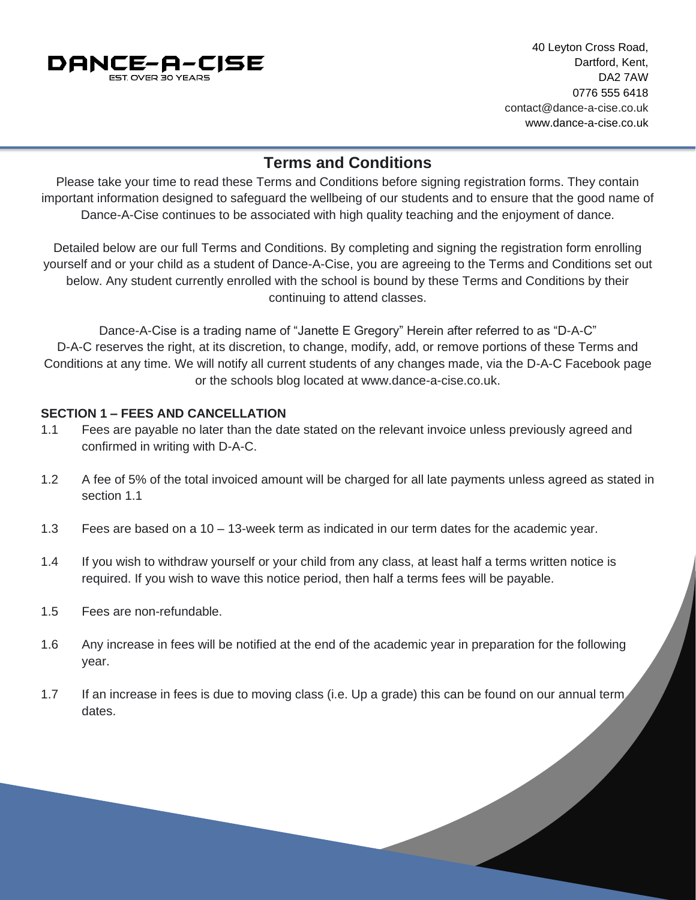DANCE-A-CISE
EST. OVER 30 YEARS

40 Leyton Cross Road,
Dartford, Kent,
DA2 7AW
0776 555 6418
contact@dance-a-cise.co.uk
www.dance-a-cise.co.uk

# Terms and Conditions

Please take your time to read these Terms and Conditions before signing registration forms. They contain important information designed to safeguard the wellbeing of our students and to ensure that the good name of Dance-A-Cise continues to be associated with high quality teaching and the enjoyment of dance.

Detailed below are our full Terms and Conditions. By completing and signing the registration form enrolling yourself and or your child as a student of Dance-A-Cise, you are agreeing to the Terms and Conditions set out below. Any student currently enrolled with the school is bound by these Terms and Conditions by their continuing to attend classes.

Dance-A-Cise is a trading name of “Janette E Gregory” Herein after referred to as “D-A-C”
D-A-C reserves the right, at its discretion, to change, modify, add, or remove portions of these Terms and Conditions at any time. We will notify all current students of any changes made, via the D-A-C Facebook page or the schools blog located at www.dance-a-cise.co.uk.

**SECTION 1 – FEES AND CANCELLATION**

1.1 Fees are payable no later than the date stated on the relevant invoice unless previously agreed and confirmed in writing with D-A-C.

1.2 A fee of 5% of the total invoiced amount will be charged for all late payments unless agreed as stated in section 1.1

1.3 Fees are based on a 10 – 13-week term as indicated in our term dates for the academic year.

1.4 If you wish to withdraw yourself or your child from any class, at least half a terms written notice is required. If you wish to wave this notice period, then half a terms fees will be payable.

1.5 Fees are non-refundable.

1.6 Any increase in fees will be notified at the end of the academic year in preparation for the following year.

1.7 If an increase in fees is due to moving class (i.e. Up a grade) this can be found on our annual term dates.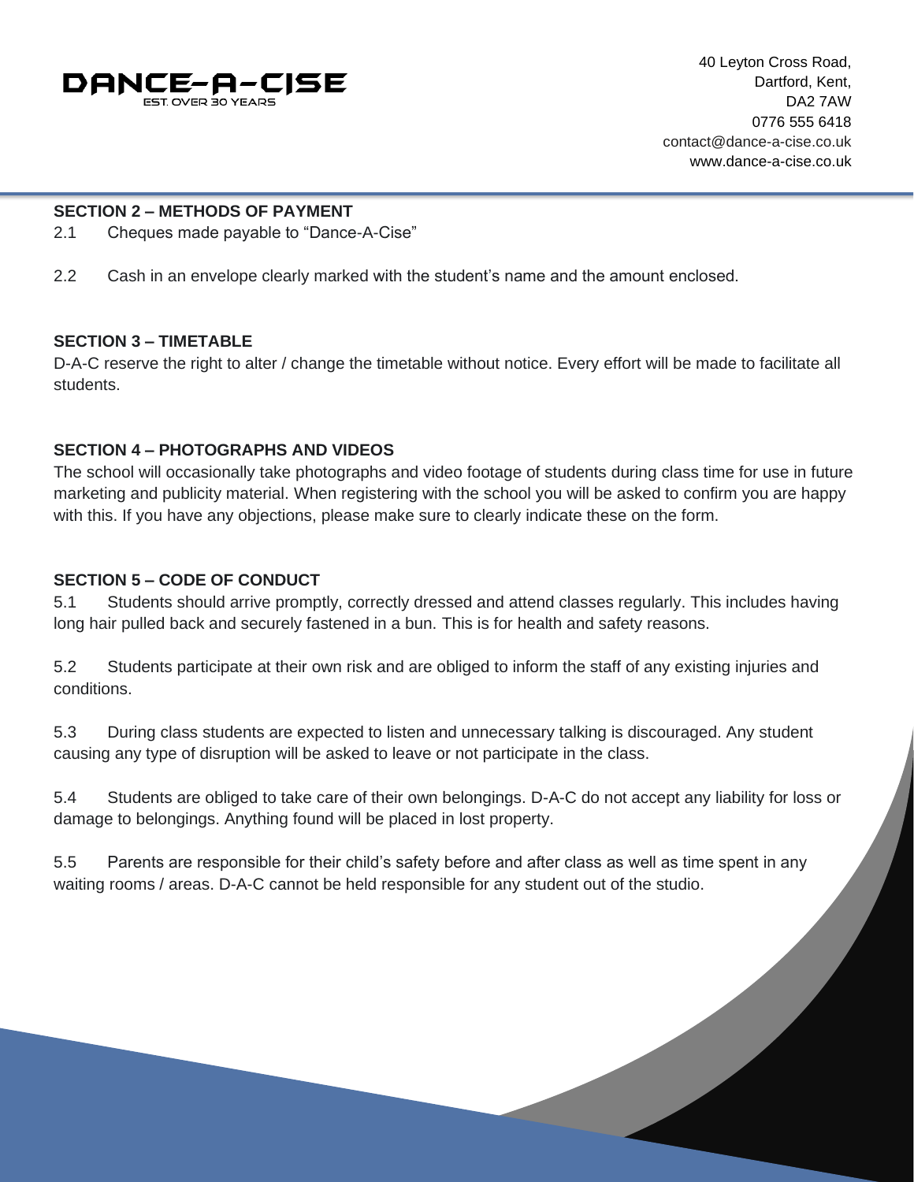DANCE-A-CISE
EST. OVER 30 YEARS

40 Leyton Cross Road,
Dartford, Kent,
DA2 7AW
0776 555 6418
contact@dance-a-cise.co.uk
www.dance-a-cise.co.uk

**SECTION 2 – METHODS OF PAYMENT**

2.1 Cheques made payable to "Dance-A-Cise"

2.2 Cash in an envelope clearly marked with the student's name and the amount enclosed.

**SECTION 3 – TIMETABLE**

D-A-C reserve the right to alter / change the timetable without notice. Every effort will be made to facilitate all students.

**SECTION 4 – PHOTOGRAPHS AND VIDEOS**

The school will occasionally take photographs and video footage of students during class time for use in future marketing and publicity material. When registering with the school you will be asked to confirm you are happy with this. If you have any objections, please make sure to clearly indicate these on the form.

**SECTION 5 – CODE OF CONDUCT**

5.1 Students should arrive promptly, correctly dressed and attend classes regularly. This includes having long hair pulled back and securely fastened in a bun. This is for health and safety reasons.

5.2 Students participate at their own risk and are obliged to inform the staff of any existing injuries and conditions.

5.3 During class students are expected to listen and unnecessary talking is discouraged. Any student causing any type of disruption will be asked to leave or not participate in the class.

5.4 Students are obliged to take care of their own belongings. D-A-C do not accept any liability for loss or damage to belongings. Anything found will be placed in lost property.

5.5 Parents are responsible for their child's safety before and after class as well as time spent in any waiting rooms / areas. D-A-C cannot be held responsible for any student out of the studio.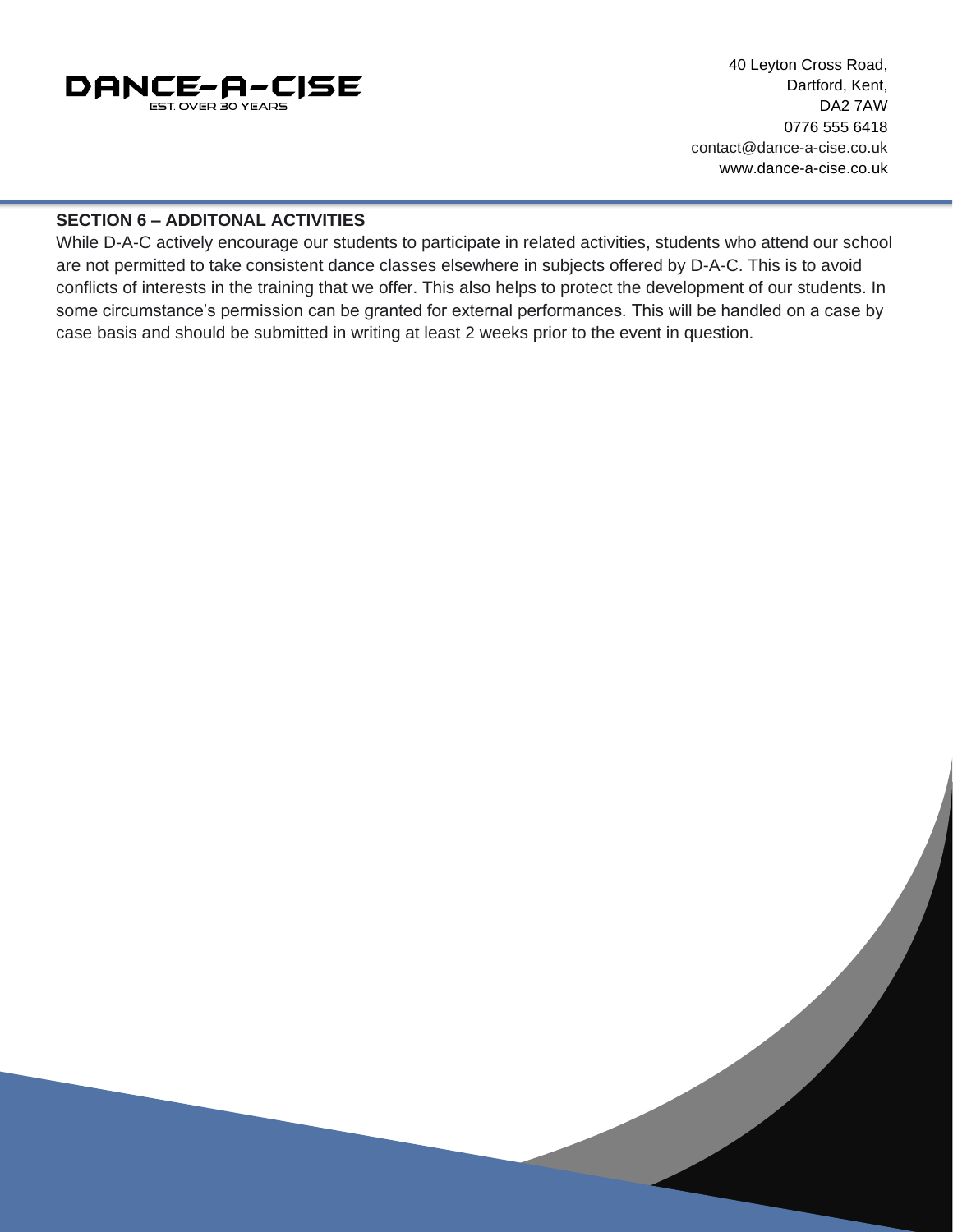## SECTION 6 – ADDITONAL ACTIVITIES

While D-A-C actively encourage our students to participate in related activities, students who attend our school are not permitted to take consistent dance classes elsewhere in subjects offered by D-A-C. This is to avoid conflicts of interests in the training that we offer. This also helps to protect the development of our students. In some circumstance's permission can be granted for external performances. This will be handled on a case by case basis and should be submitted in writing at least 2 weeks prior to the event in question.